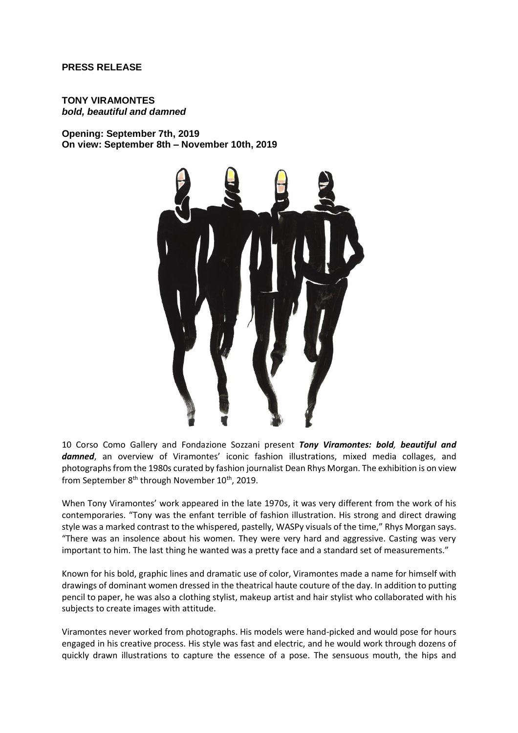**PRESS RELEASE**

**TONY VIRAMONTES**
***bold, beautiful and damned***

**Opening: September 7th, 2019**
**On view: September 8th – November 10th, 2019**

10 Corso Como Gallery and Fondazione Sozzani present ***Tony Viramontes: bold, beautiful and damned***, an overview of Viramontes' iconic fashion illustrations, mixed media collages, and photographs from the 1980s curated by fashion journalist Dean Rhys Morgan. The exhibition is on view from September 8th through November 10th, 2019.

When Tony Viramontes' work appeared in the late 1970s, it was very different from the work of his contemporaries. "Tony was the enfant terrible of fashion illustration. His strong and direct drawing style was a marked contrast to the whispered, pastelly, WASPy visuals of the time," Rhys Morgan says. "There was an insolence about his women. They were very hard and aggressive. Casting was very important to him. The last thing he wanted was a pretty face and a standard set of measurements."

Known for his bold, graphic lines and dramatic use of color, Viramontes made a name for himself with drawings of dominant women dressed in the theatrical haute couture of the day. In addition to putting pencil to paper, he was also a clothing stylist, makeup artist and hair stylist who collaborated with his subjects to create images with attitude.

Viramontes never worked from photographs. His models were hand-picked and would pose for hours engaged in his creative process. His style was fast and electric, and he would work through dozens of quickly drawn illustrations to capture the essence of a pose. The sensuous mouth, the hips and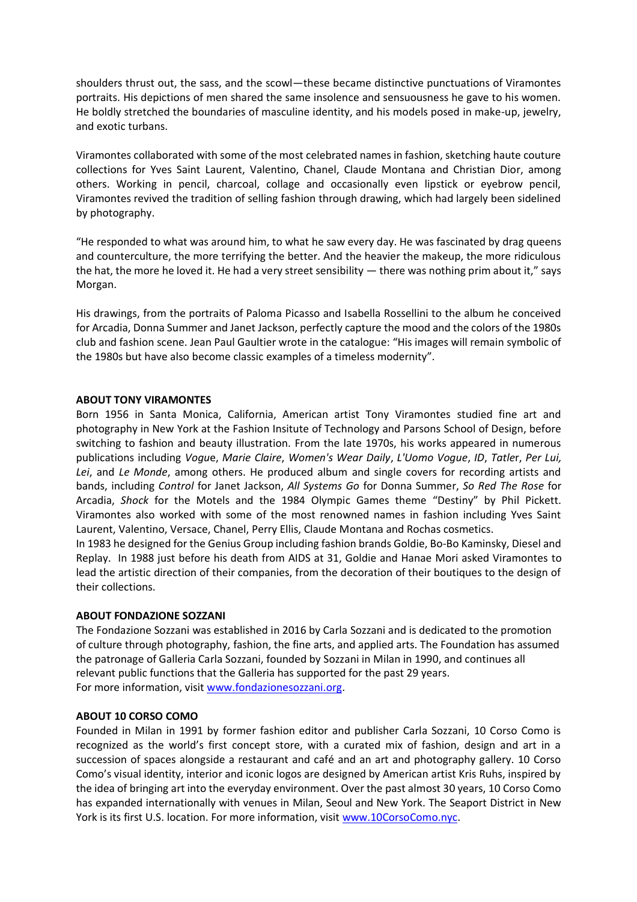shoulders thrust out, the sass, and the scowl—these became distinctive punctuations of Viramontes portraits. His depictions of men shared the same insolence and sensuousness he gave to his women. He boldly stretched the boundaries of masculine identity, and his models posed in make-up, jewelry, and exotic turbans.

Viramontes collaborated with some of the most celebrated names in fashion, sketching haute couture collections for Yves Saint Laurent, Valentino, Chanel, Claude Montana and Christian Dior, among others. Working in pencil, charcoal, collage and occasionally even lipstick or eyebrow pencil, Viramontes revived the tradition of selling fashion through drawing, which had largely been sidelined by photography.

"He responded to what was around him, to what he saw every day. He was fascinated by drag queens and counterculture, the more terrifying the better. And the heavier the makeup, the more ridiculous the hat, the more he loved it. He had a very street sensibility — there was nothing prim about it," says Morgan.

His drawings, from the portraits of Paloma Picasso and Isabella Rossellini to the album he conceived for Arcadia, Donna Summer and Janet Jackson, perfectly capture the mood and the colors of the 1980s club and fashion scene. Jean Paul Gaultier wrote in the catalogue: "His images will remain symbolic of the 1980s but have also become classic examples of a timeless modernity".

**ABOUT TONY VIRAMONTES**

Born 1956 in Santa Monica, California, American artist Tony Viramontes studied fine art and photography in New York at the Fashion Insitute of Technology and Parsons School of Design, before switching to fashion and beauty illustration. From the late 1970s, his works appeared in numerous publications including *Vogue*, *Marie Claire*, *Women's Wear Daily*, *L'Uomo Vogue*, *ID*, *Tatler*, *Per Lui, Lei*, and *Le Monde*, among others. He produced album and single covers for recording artists and bands, including *Control* for Janet Jackson, *All Systems Go* for Donna Summer, *So Red The Rose* for Arcadia, *Shock* for the Motels and the 1984 Olympic Games theme "Destiny" by Phil Pickett. Viramontes also worked with some of the most renowned names in fashion including Yves Saint Laurent, Valentino, Versace, Chanel, Perry Ellis, Claude Montana and Rochas cosmetics.
In 1983 he designed for the Genius Group including fashion brands Goldie, Bo-Bo Kaminsky, Diesel and Replay. In 1988 just before his death from AIDS at 31, Goldie and Hanae Mori asked Viramontes to lead the artistic direction of their companies, from the decoration of their boutiques to the design of their collections.

**ABOUT FONDAZIONE SOZZANI**

The Fondazione Sozzani was established in 2016 by Carla Sozzani and is dedicated to the promotion of culture through photography, fashion, the fine arts, and applied arts. The Foundation has assumed the patronage of Galleria Carla Sozzani, founded by Sozzani in Milan in 1990, and continues all relevant public functions that the Galleria has supported for the past 29 years.
For more information, visit [www.fondazionesozzani.org](www.fondazionesozzani.org).

**ABOUT 10 CORSO COMO**

Founded in Milan in 1991 by former fashion editor and publisher Carla Sozzani, 10 Corso Como is recognized as the world's first concept store, with a curated mix of fashion, design and art in a succession of spaces alongside a restaurant and café and an art and photography gallery. 10 Corso Como's visual identity, interior and iconic logos are designed by American artist Kris Ruhs, inspired by the idea of bringing art into the everyday environment. Over the past almost 30 years, 10 Corso Como has expanded internationally with venues in Milan, Seoul and New York. The Seaport District in New York is its first U.S. location. For more information, visit [www.10CorsoComo.nyc](www.10CorsoComo.nyc).